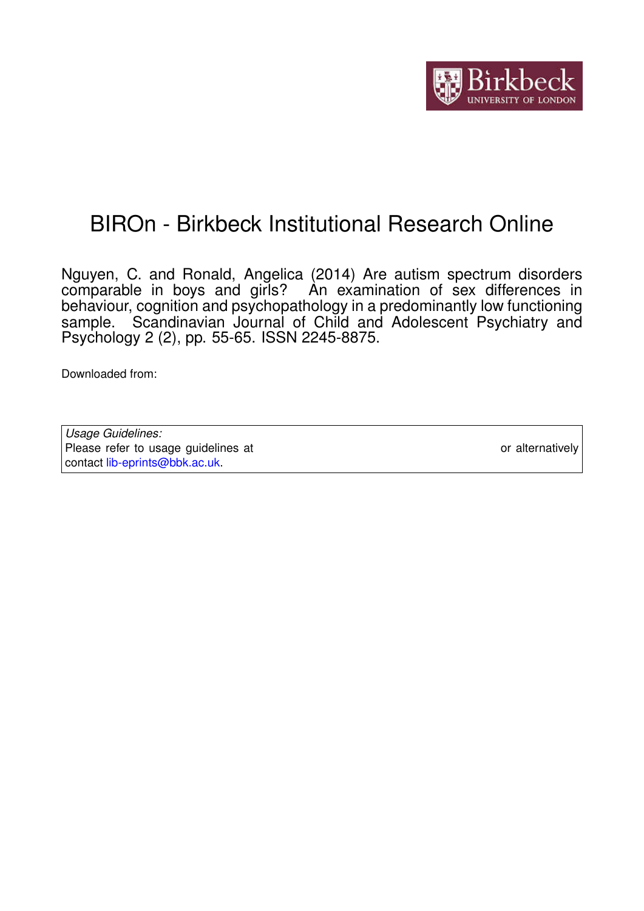# BIROn - Birkbeck Institutional Research Online

Nguyen, C. and Ronald, Angelica (2014) Are autism spectrum disorders comparable in boys and girls? An examination of sex differences in behaviour, cognition and psychopathology in a predominantly low functioning sample. Scandinavian Journal of Child and Adolescent Psychiatry and Psychology 2 (2), pp. 55-65. ISSN 2245-8875.

Downloaded from:

*Usage Guidelines:*
Please refer to usage guidelines at or alternatively contact lib-eprints@bbk.ac.uk.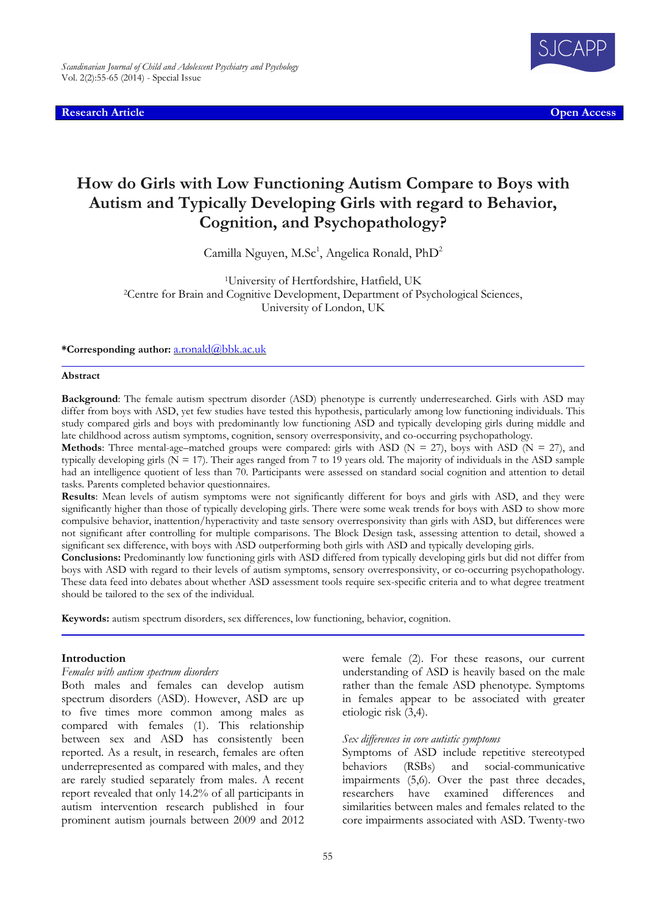# How do Girls with Low Functioning Autism Compare to Boys with Autism and Typically Developing Girls with regard to Behavior, Cognition, and Psychopathology?

Camilla Nguyen, M.Sc[1], Angelica Ronald, PhD[2]

[1]University of Hertfordshire, Hatfield, UK
[2]Centre for Brain and Cognitive Development, Department of Psychological Sciences, University of London, UK

**\*Corresponding author:** a.ronald@bbk.ac.uk

**Research Article** | **Open Access**

## Abstract

**Background**: The female autism spectrum disorder (ASD) phenotype is currently underresearched. Girls with ASD may differ from boys with ASD, yet few studies have tested this hypothesis, particularly among low functioning individuals. This study compared girls and boys with predominantly low functioning ASD and typically developing girls during middle and late childhood across autism symptoms, cognition, sensory overresponsivity, and co-occurring psychopathology.

**Methods**: Three mental-age–matched groups were compared: girls with ASD (N = 27), boys with ASD (N = 27), and typically developing girls (N = 17). Their ages ranged from 7 to 19 years old. The majority of individuals in the ASD sample had an intelligence quotient of less than 70. Participants were assessed on standard social cognition and attention to detail tasks. Parents completed behavior questionnaires.

**Results**: Mean levels of autism symptoms were not significantly different for boys and girls with ASD, and they were significantly higher than those of typically developing girls. There were some weak trends for boys with ASD to show more compulsive behavior, inattention/hyperactivity and taste sensory overresponsivity than girls with ASD, but differences were not significant after controlling for multiple comparisons. The Block Design task, assessing attention to detail, showed a significant sex difference, with boys with ASD outperforming both girls with ASD and typically developing girls.

**Conclusions:** Predominantly low functioning girls with ASD differed from typically developing girls but did not differ from boys with ASD with regard to their levels of autism symptoms, sensory overresponsivity, or co-occurring psychopathology. These data feed into debates about whether ASD assessment tools require sex-specific criteria and to what degree treatment should be tailored to the sex of the individual.

**Keywords:** autism spectrum disorders, sex differences, low functioning, behavior, cognition.

## Introduction

### *Females with autism spectrum disorders*

Both males and females can develop autism spectrum disorders (ASD). However, ASD are up to five times more common among males as compared with females (1). This relationship between sex and ASD has consistently been reported. As a result, in research, females are often underrepresented as compared with males, and they are rarely studied separately from males. A recent report revealed that only 14.2% of all participants in autism intervention research published in four prominent autism journals between 2009 and 2012 were female (2). For these reasons, our current understanding of ASD is heavily based on the male rather than the female ASD phenotype. Symptoms in females appear to be associated with greater etiologic risk (3,4).

### *Sex differences in core autistic symptoms*

Symptoms of ASD include repetitive stereotyped behaviors (RSBs) and social-communicative impairments (5,6). Over the past three decades, researchers have examined differences and similarities between males and females related to the core impairments associated with ASD. Twenty-two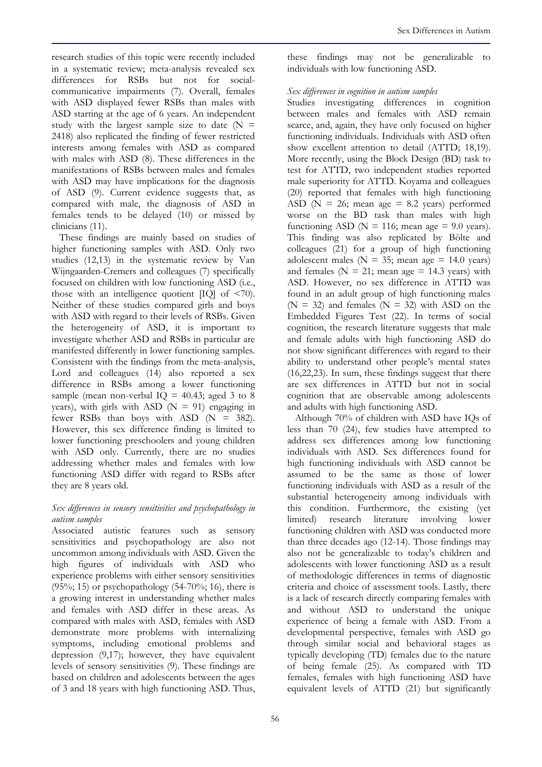research studies of this topic were recently included in a systematic review; meta-analysis revealed sex differences for RSBs but not for social-communicative impairments (7). Overall, females with ASD displayed fewer RSBs than males with ASD starting at the age of 6 years. An independent study with the largest sample size to date (N = 2418) also replicated the finding of fewer restricted interests among females with ASD as compared with males with ASD (8). These differences in the manifestations of RSBs between males and females with ASD may have implications for the diagnosis of ASD (9). Current evidence suggests that, as compared with male, the diagnosis of ASD in females tends to be delayed (10) or missed by clinicians (11).

These findings are mainly based on studies of higher functioning samples with ASD. Only two studies (12,13) in the systematic review by Van Wijngaarden-Cremers and colleagues (7) specifically focused on children with low functioning ASD (i.e., those with an intelligence quotient [IQ] of <70). Neither of these studies compared girls and boys with ASD with regard to their levels of RSBs. Given the heterogeneity of ASD, it is important to investigate whether ASD and RSBs in particular are manifested differently in lower functioning samples. Consistent with the findings from the meta-analysis, Lord and colleagues (14) also reported a sex difference in RSBs among a lower functioning sample (mean non-verbal IQ = 40.43; aged 3 to 8 years), with girls with ASD (N = 91) engaging in fewer RSBs than boys with ASD (N = 382). However, this sex difference finding is limited to lower functioning preschoolers and young children with ASD only. Currently, there are no studies addressing whether males and females with low functioning ASD differ with regard to RSBs after they are 8 years old.

### *Sex differences in sensory sensitivities and psychopathology in autism samples*

Associated autistic features such as sensory sensitivities and psychopathology are also not uncommon among individuals with ASD. Given the high figures of individuals with ASD who experience problems with either sensory sensitivities (95%; 15) or psychopathology (54-70%; 16), there is a growing interest in understanding whether males and females with ASD differ in these areas. As compared with males with ASD, females with ASD demonstrate more problems with internalizing symptoms, including emotional problems and depression (9,17); however, they have equivalent levels of sensory sensitivities (9). These findings are based on children and adolescents between the ages of 3 and 18 years with high functioning ASD. Thus, these findings may not be generalizable to individuals with low functioning ASD.

### *Sex differences in cognition in autism samples*

Studies investigating differences in cognition between males and females with ASD remain scarce, and, again, they have only focused on higher functioning individuals. Individuals with ASD often show excellent attention to detail (ATTD; 18,19). More recently, using the Block Design (BD) task to test for ATTD, two independent studies reported male superiority for ATTD. Koyama and colleagues (20) reported that females with high functioning ASD (N = 26; mean age = 8.2 years) performed worse on the BD task than males with high functioning ASD (N = 116; mean age = 9.0 years). This finding was also replicated by Bölte and colleagues (21) for a group of high functioning adolescent males (N = 35; mean age = 14.0 years) and females (N = 21; mean age = 14.3 years) with ASD. However, no sex difference in ATTD was found in an adult group of high functioning males (N = 32) and females (N = 32) with ASD on the Embedded Figures Test (22). In terms of social cognition, the research literature suggests that male and female adults with high functioning ASD do not show significant differences with regard to their ability to understand other people's mental states (16,22,23). In sum, these findings suggest that there are sex differences in ATTD but not in social cognition that are observable among adolescents and adults with high functioning ASD.

Although 70% of children with ASD have IQs of less than 70 (24), few studies have attempted to address sex differences among low functioning individuals with ASD. Sex differences found for high functioning individuals with ASD cannot be assumed to be the same as those of lower functioning individuals with ASD as a result of the substantial heterogeneity among individuals with this condition. Furthermore, the existing (yet limited) research literature involving lower functioning children with ASD was conducted more than three decades ago (12-14). Those findings may also not be generalizable to today's children and adolescents with lower functioning ASD as a result of methodologic differences in terms of diagnostic criteria and choice of assessment tools. Lastly, there is a lack of research directly comparing females with and without ASD to understand the unique experience of being a female with ASD. From a developmental perspective, females with ASD go through similar social and behavioral stages as typically developing (TD) females due to the nature of being female (25). As compared with TD females, females with high functioning ASD have equivalent levels of ATTD (21) but significantly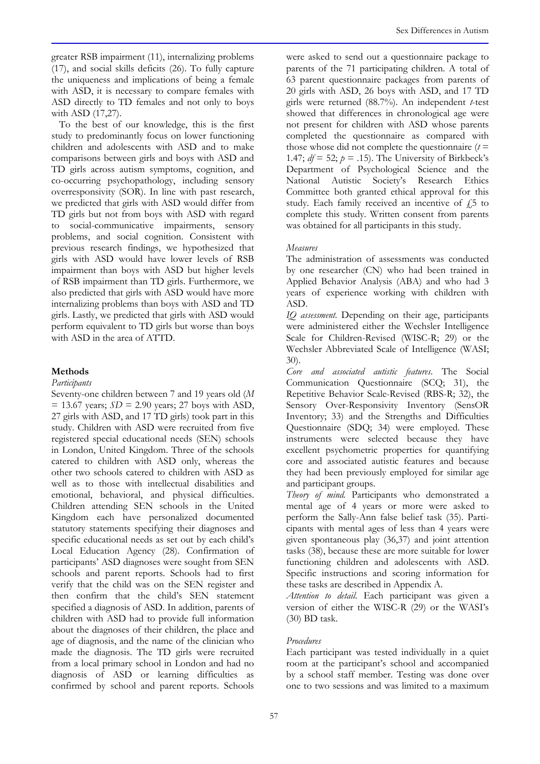greater RSB impairment (11), internalizing problems (17), and social skills deficits (26). To fully capture the uniqueness and implications of being a female with ASD, it is necessary to compare females with ASD directly to TD females and not only to boys with ASD (17,27).

To the best of our knowledge, this is the first study to predominantly focus on lower functioning children and adolescents with ASD and to make comparisons between girls and boys with ASD and TD girls across autism symptoms, cognition, and co-occurring psychopathology, including sensory overresponsivity (SOR). In line with past research, we predicted that girls with ASD would differ from TD girls but not from boys with ASD with regard to social-communicative impairments, sensory problems, and social cognition. Consistent with previous research findings, we hypothesized that girls with ASD would have lower levels of RSB impairment than boys with ASD but higher levels of RSB impairment than TD girls. Furthermore, we also predicted that girls with ASD would have more internalizing problems than boys with ASD and TD girls. Lastly, we predicted that girls with ASD would perform equivalent to TD girls but worse than boys with ASD in the area of ATTD.

## Methods

### *Participants*

Seventy-one children between 7 and 19 years old ($M$ = 13.67 years; $SD$ = 2.90 years; 27 boys with ASD, 27 girls with ASD, and 17 TD girls) took part in this study. Children with ASD were recruited from five registered special educational needs (SEN) schools in London, United Kingdom. Three of the schools catered to children with ASD only, whereas the other two schools catered to children with ASD as well as to those with intellectual disabilities and emotional, behavioral, and physical difficulties. Children attending SEN schools in the United Kingdom each have personalized documented statutory statements specifying their diagnoses and specific educational needs as set out by each child's Local Education Agency (28). Confirmation of participants' ASD diagnoses were sought from SEN schools and parent reports. Schools had to first verify that the child was on the SEN register and then confirm that the child's SEN statement specified a diagnosis of ASD. In addition, parents of children with ASD had to provide full information about the diagnoses of their children, the place and age of diagnosis, and the name of the clinician who made the diagnosis. The TD girls were recruited from a local primary school in London and had no diagnosis of ASD or learning difficulties as confirmed by school and parent reports. Schools were asked to send out a questionnaire package to parents of the 71 participating children. A total of 63 parent questionnaire packages from parents of 20 girls with ASD, 26 boys with ASD, and 17 TD girls were returned (88.7%). An independent $t$-test showed that differences in chronological age were not present for children with ASD whose parents completed the questionnaire as compared with those whose did not complete the questionnaire ($t$ = 1.47; $df$ = 52; $p$ = .15). The University of Birkbeck's Department of Psychological Science and the National Autistic Society's Research Ethics Committee both granted ethical approval for this study. Each family received an incentive of £5 to complete this study. Written consent from parents was obtained for all participants in this study.

### *Measures*

The administration of assessments was conducted by one researcher (CN) who had been trained in Applied Behavior Analysis (ABA) and who had 3 years of experience working with children with ASD.

*IQ assessment.* Depending on their age, participants were administered either the Wechsler Intelligence Scale for Children-Revised (WISC-R; 29) or the Wechsler Abbreviated Scale of Intelligence (WASI; 30).

*Core and associated autistic features.* The Social Communication Questionnaire (SCQ; 31), the Repetitive Behavior Scale-Revised (RBS-R; 32), the Sensory Over-Responsivity Inventory (SensOR Inventory; 33) and the Strengths and Difficulties Questionnaire (SDQ; 34) were employed. These instruments were selected because they have excellent psychometric properties for quantifying core and associated autistic features and because they had been previously employed for similar age and participant groups.

*Theory of mind.* Participants who demonstrated a mental age of 4 years or more were asked to perform the Sally-Ann false belief task (35). Participants with mental ages of less than 4 years were given spontaneous play (36,37) and joint attention tasks (38), because these are more suitable for lower functioning children and adolescents with ASD. Specific instructions and scoring information for these tasks are described in Appendix A.

*Attention to detail.* Each participant was given a version of either the WISC-R (29) or the WASI's (30) BD task.

### *Procedures*

Each participant was tested individually in a quiet room at the participant's school and accompanied by a school staff member. Testing was done over one to two sessions and was limited to a maximum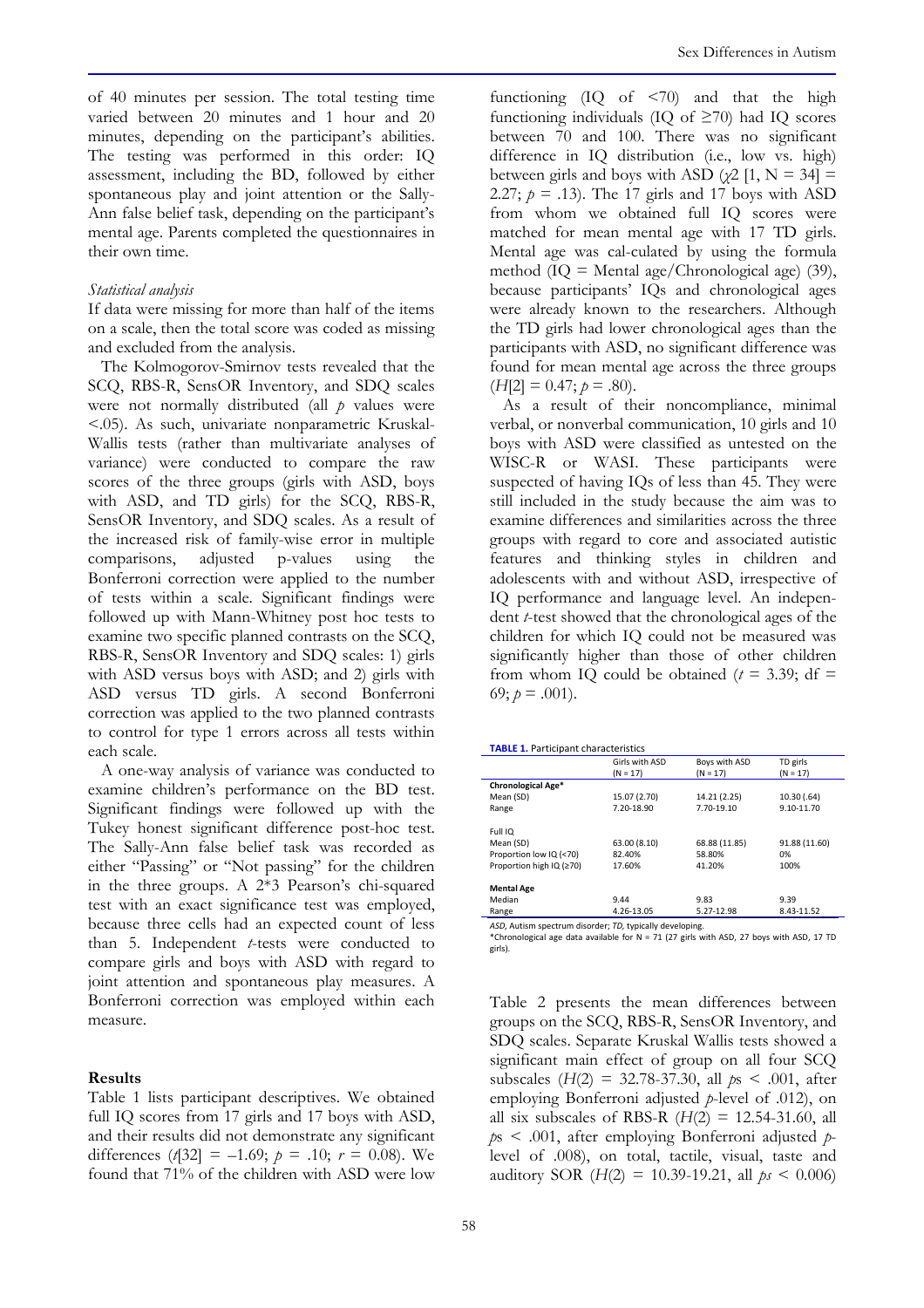of 40 minutes per session. The total testing time varied between 20 minutes and 1 hour and 20 minutes, depending on the participant's abilities. The testing was performed in this order: IQ assessment, including the BD, followed by either spontaneous play and joint attention or the Sally-Ann false belief task, depending on the participant's mental age. Parents completed the questionnaires in their own time.

*Statistical analysis*

If data were missing for more than half of the items on a scale, then the total score was coded as missing and excluded from the analysis.

The Kolmogorov-Smirnov tests revealed that the SCQ, RBS-R, SensOR Inventory, and SDQ scales were not normally distributed (all *p* values were <.05). As such, univariate nonparametric Kruskal-Wallis tests (rather than multivariate analyses of variance) were conducted to compare the raw scores of the three groups (girls with ASD, boys with ASD, and TD girls) for the SCQ, RBS-R, SensOR Inventory, and SDQ scales. As a result of the increased risk of family-wise error in multiple comparisons, adjusted p-values using the Bonferroni correction were applied to the number of tests within a scale. Significant findings were followed up with Mann-Whitney post hoc tests to examine two specific planned contrasts on the SCQ, RBS-R, SensOR Inventory and SDQ scales: 1) girls with ASD versus boys with ASD; and 2) girls with ASD versus TD girls. A second Bonferroni correction was applied to the two planned contrasts to control for type 1 errors across all tests within each scale.

A one-way analysis of variance was conducted to examine children's performance on the BD test. Significant findings were followed up with the Tukey honest significant difference post-hoc test. The Sally-Ann false belief task was recorded as either "Passing" or "Not passing" for the children in the three groups. A 2*3 Pearson's chi-squared test with an exact significance test was employed, because three cells had an expected count of less than 5. Independent *t*-tests were conducted to compare girls and boys with ASD with regard to joint attention and spontaneous play measures. A Bonferroni correction was employed within each measure.

## Results

Table 1 lists participant descriptives. We obtained full IQ scores from 17 girls and 17 boys with ASD, and their results did not demonstrate any significant differences ($t[32] = -1.69$; $p = .10$; $r = 0.08$). We found that 71% of the children with ASD were low functioning (IQ of <70) and that the high functioning individuals (IQ of ≥70) had IQ scores between 70 and 100. There was no significant difference in IQ distribution (i.e., low vs. high) between girls and boys with ASD ($\chi 2$ [1, N = 34] = 2.27; $p = .13$). The 17 girls and 17 boys with ASD from whom we obtained full IQ scores were matched for mean mental age with 17 TD girls. Mental age was cal-culated by using the formula method (IQ = Mental age/Chronological age) (39), because participants' IQs and chronological ages were already known to the researchers. Although the TD girls had lower chronological ages than the participants with ASD, no significant difference was found for mean mental age across the three groups ($H[2] = 0.47$; $p = .80$).

As a result of their noncompliance, minimal verbal, or nonverbal communication, 10 girls and 10 boys with ASD were classified as untested on the WISC-R or WASI. These participants were suspected of having IQs of less than 45. They were still included in the study because the aim was to examine differences and similarities across the three groups with regard to core and associated autistic features and thinking styles in children and adolescents with and without ASD, irrespective of IQ performance and language level. An independent *t*-test showed that the chronological ages of the children for which IQ could not be measured was significantly higher than those of other children from whom IQ could be obtained ($t = 3.39$; df = 69; $p = .001$).

**TABLE 1.** Participant characteristics

| | Girls with ASD (N = 17) | Boys with ASD (N = 17) | TD girls (N = 17) |
|---|---|---|---|
| **Chronological Age*** | | | |
| Mean (SD) | 15.07 (2.70) | 14.21 (2.25) | 10.30 (.64) |
| Range | 7.20-18.90 | 7.70-19.10 | 9.10-11.70 |
| Full IQ | | | |
| Mean (SD) | 63.00 (8.10) | 68.88 (11.85) | 91.88 (11.60) |
| Proportion low IQ (<70) | 82.40% | 58.80% | 0% |
| Proportion high IQ (≥70) | 17.60% | 41.20% | 100% |
| **Mental Age** | | | |
| Median | 9.44 | 9.83 | 9.39 |
| Range | 4.26-13.05 | 5.27-12.98 | 8.43-11.52 |

*ASD*, Autism spectrum disorder; *TD*, typically developing.
*Chronological age data available for N = 71 (27 girls with ASD, 27 boys with ASD, 17 TD girls).

Table 2 presents the mean differences between groups on the SCQ, RBS-R, SensOR Inventory, and SDQ scales. Separate Kruskal Wallis tests showed a significant main effect of group on all four SCQ subscales ($H(2) = 32.78\text{-}37.30$, all $p$s < .001, after employing Bonferroni adjusted $p$-level of .012), on all six subscales of RBS-R ($H(2) = 12.54\text{-}31.60$, all $p$s < .001, after employing Bonferroni adjusted $p$-level of .008), on total, tactile, visual, taste and auditory SOR ($H(2) = 10.39\text{-}19.21$, all $p$s < 0.006)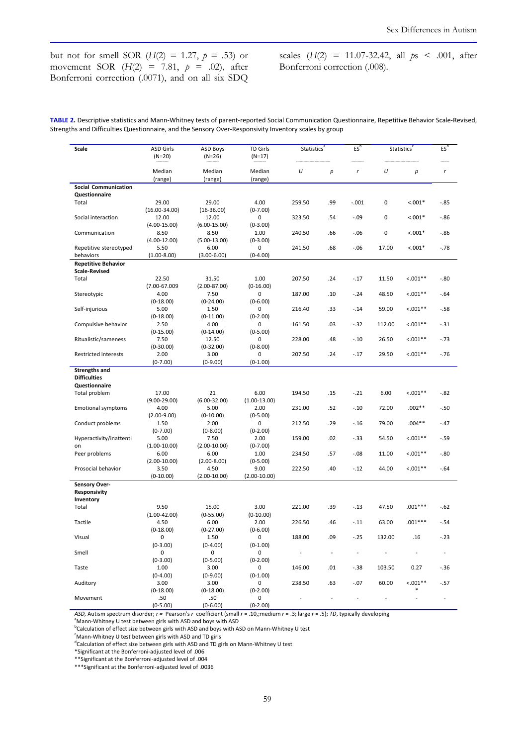but not for smell SOR ($H(2) = 1.27$, $p = .53$) or movement SOR ($H(2) = 7.81$, $p = .02$), after Bonferroni correction (.0071), and on all six SDQ scales ($H(2) = 11.07$-$32.42$, all $ps < .001$, after Bonferroni correction (.008).

**TABLE 2.** Descriptive statistics and Mann-Whitney tests of parent-reported Social Communication Questionnaire, Repetitive Behavior Scale-Revised, Strengths and Difficulties Questionnaire, and the Sensory Over-Responsivity Inventory scales by group

| Scale | ASD Girls (N=20) | ASD Boys (N=26) | TD Girls (N=17) | Statistics[a] | | ES[b] | Statistics[c] | | ES[d] |
|---|---|---|---|---|---|---|---|---|---|
| | Median (range) | Median (range) | Median (range) | *U* | *p* | *r* | *U* | *p* | *r* |
| **Social Communication Questionnaire** | | | | | | | | | |
| Total | 29.00 (16.00-34.00) | 29.00 (16-36.00) | 4.00 (0-7.00) | 259.50 | .99 | -.001 | 0 | <.001* | -.85 |
| Social interaction | 12.00 (4.00-15.00) | 12.00 (6.00-15.00) | 0 (0-3.00) | 323.50 | .54 | -.09 | 0 | <.001* | -.86 |
| Communication | 8.50 (4.00-12.00) | 8.50 (5.00-13.00) | 1.00 (0-3.00) | 240.50 | .66 | -.06 | 0 | <.001* | -.86 |
| Repetitive stereotyped behaviors | 5.50 (1.00-8.00) | 6.00 (3.00-6.00) | 0 (0-4.00) | 241.50 | .68 | -.06 | 17.00 | <.001* | -.78 |
| **Repetitive Behavior Scale-Revised** | | | | | | | | | |
| Total | 22.50 (7.00-67.009 | 31.50 (2.00-87.00) | 1.00 (0-16.00) | 207.50 | .24 | -.17 | 11.50 | <.001** | -.80 |
| Stereotypic | 4.00 (0-18.00) | 7.50 (0-24.00) | 0 (0-6.00) | 187.00 | .10 | -.24 | 48.50 | <.001** | -.64 |
| Self-injurious | 5.00 (0-18.00) | 1.50 (0-11.00) | 0 (0-2.00) | 216.40 | .33 | -.14 | 59.00 | <.001** | -.58 |
| Compulsive behavior | 2.50 (0-15.00) | 4.00 (0-14.00) | 0 (0-5.00) | 161.50 | .03 | -.32 | 112.00 | <.001** | -.31 |
| Ritualistic/sameness | 7.50 (0-30.00) | 12.50 (0-32.00) | 0 (0-8.00) | 228.00 | .48 | -.10 | 26.50 | <.001** | -.73 |
| Restricted interests | 2.00 (0-7.00) | 3.00 (0-9.00) | 0 (0-1.00) | 207.50 | .24 | -.17 | 29.50 | <.001** | -.76 |
| **Strengths and Difficulties Questionnaire** | | | | | | | | | |
| Total problem | 17.00 (9.00-29.00) | 21 (6.00-32.00) | 6.00 (1.00-13.00) | 194.50 | .15 | -.21 | 6.00 | <.001** | -.82 |
| Emotional symptoms | 4.00 (2.00-9.00) | 5.00 (0-10.00) | 2.00 (0-5.00) | 231.00 | .52 | -.10 | 72.00 | .002** | -.50 |
| Conduct problems | 1.50 (0-7.00) | 2.00 (0-8.00) | 0 (0-2.00) | 212.50 | .29 | -.16 | 79.00 | .004** | -.47 |
| Hyperactivity/inattention | 5.00 (1.00-10.00) | 7.50 (2.00-10.00) | 2.00 (0-7.00) | 159.00 | .02 | -.33 | 54.50 | <.001** | -.59 |
| Peer problems | 6.00 (2.00-10.00) | 6.00 (2.00-8.00) | 1.00 (0-5.00) | 234.50 | .57 | -.08 | 11.00 | <.001** | -.80 |
| Prosocial behavior | 3.50 (0-10.00) | 4.50 (2.00-10.00) | 9.00 (2.00-10.00) | 222.50 | .40 | -.12 | 44.00 | <.001** | -.64 |
| **Sensory Over-Responsivity Inventory** | | | | | | | | | |
| Total | 9.50 (1.00-42.00) | 15.00 (0-55.00) | 3.00 (0-10.00) | 221.00 | .39 | -.13 | 47.50 | .001*** | -.62 |
| Tactile | 4.50 (0-18.00) | 6.00 (0-27.00) | 2.00 (0-6.00) | 226.50 | .46 | -.11 | 63.00 | .001*** | -.54 |
| Visual | 0 (0-3.00) | 1.50 (0-4.00) | 0 (0-1.00) | 188.00 | .09 | -.25 | 132.00 | .16 | -.23 |
| Smell | 0 (0-3.00) | 0 (0-5.00) | 0 (0-2.00) | - | - | - | - | - | - |
| Taste | 1.00 (0-4.00) | 3.00 (0-9.00) | 0 (0-1.00) | 146.00 | .01 | -.38 | 103.50 | 0.27 | -.36 |
| Auditory | 3.00 (0-18.00) | 3.00 (0-18.00) | 0 (0-2.00) | 238.50 | .63 | -.07 | 60.00 | <.001*** | -.57 |
| Movement | .50 (0-5.00) | .50 (0-6.00) | 0 (0-2.00) | - | - | - | - | - | - |

*ASD*, Autism spectrum disorder; *r* = Pearson's *r* coefficient (small *r* = .10,;medium *r* = .3; large *r* = .5); *TD*, typically developing

[a]Mann-Whitney U test between girls with ASD and boys with ASD

[b]Calculation of effect size between girls with ASD and boys with ASD on Mann-Whitney U test

[c]Mann-Whitney U test between girls with ASD and TD girls

[d]Calculation of effect size between girls with ASD and TD girls on Mann-Whitney U test

*Significant at the Bonferroni-adjusted level of .006

**Significant at the Bonferroni-adjusted level of .004

***Significant at the Bonferroni-adjusted level of .0036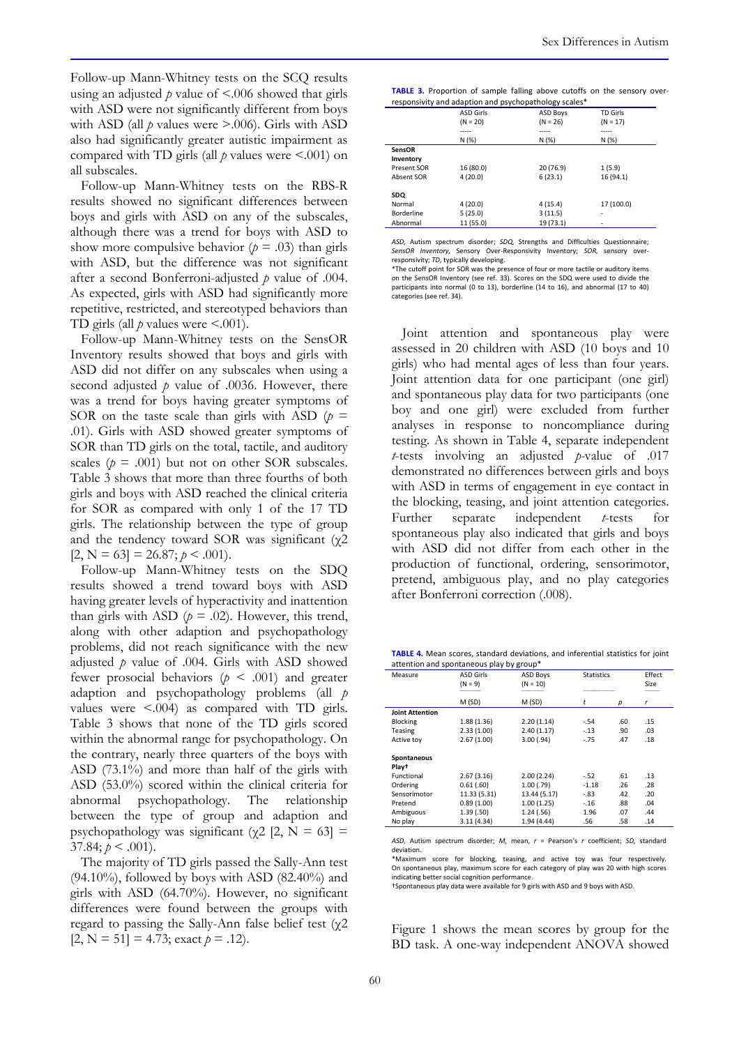Follow-up Mann-Whitney tests on the SCQ results using an adjusted $p$ value of <.006 showed that girls with ASD were not significantly different from boys with ASD (all $p$ values were >.006). Girls with ASD also had significantly greater autistic impairment as compared with TD girls (all $p$ values were <.001) on all subscales.

Follow-up Mann-Whitney tests on the RBS-R results showed no significant differences between boys and girls with ASD on any of the subscales, although there was a trend for boys with ASD to show more compulsive behavior ($p = .03$) than girls with ASD, but the difference was not significant after a second Bonferroni-adjusted $p$ value of .004. As expected, girls with ASD had significantly more repetitive, restricted, and stereotyped behaviors than TD girls (all $p$ values were <.001).

Follow-up Mann-Whitney tests on the SensOR Inventory results showed that boys and girls with ASD did not differ on any subscales when using a second adjusted $p$ value of .0036. However, there was a trend for boys having greater symptoms of SOR on the taste scale than girls with ASD ($p = .01$). Girls with ASD showed greater symptoms of SOR than TD girls on the total, tactile, and auditory scales ($p = .001$) but not on other SOR subscales. Table 3 shows that more than three fourths of both girls and boys with ASD reached the clinical criteria for SOR as compared with only 1 of the 17 TD girls. The relationship between the type of group and the tendency toward SOR was significant ($\chi^2$ [2, N = 63] = 26.87; $p < .001$).

Follow-up Mann-Whitney tests on the SDQ results showed a trend toward boys with ASD having greater levels of hyperactivity and inattention than girls with ASD ($p = .02$). However, this trend, along with other adaption and psychopathology problems, did not reach significance with the new adjusted $p$ value of .004. Girls with ASD showed fewer prosocial behaviors ($p < .001$) and greater adaption and psychopathology problems (all $p$ values were <.004) as compared with TD girls. Table 3 shows that none of the TD girls scored within the abnormal range for psychopathology. On the contrary, nearly three quarters of the boys with ASD (73.1%) and more than half of the girls with ASD (53.0%) scored within the clinical criteria for abnormal psychopathology. The relationship between the type of group and adaption and psychopathology was significant ($\chi^2$ [2, N = 63] = 37.84; $p < .001$).

The majority of TD girls passed the Sally-Ann test (94.10%), followed by boys with ASD (82.40%) and girls with ASD (64.70%). However, no significant differences were found between the groups with regard to passing the Sally-Ann false belief test ($\chi^2$ [2, N = 51] = 4.73; exact $p = .12$).

**TABLE 3.** Proportion of sample falling above cutoffs on the sensory over-responsivity and adaption and psychopathology scales*

| | ASD Girls (N = 20) | ASD Boys (N = 26) | TD Girls (N = 17) |
|---|---|---|---|
| | N (%) | N (%) | N (%) |
| **SensOR Inventory** | | | |
| Present SOR | 16 (80.0) | 20 (76.9) | 1 (5.9) |
| Absent SOR | 4 (20.0) | 6 (23.1) | 16 (94.1) |
| **SDQ** | | | |
| Normal | 4 (20.0) | 4 (15.4) | 17 (100.0) |
| Borderline | 5 (25.0) | 3 (11.5) | - |
| Abnormal | 11 (55.0) | 19 (73.1) | - |

*ASD,* Autism spectrum disorder; *SDQ,* Strengths and Difficulties Questionnaire; *SensOR Inventory,* Sensory Over-Responsivity Inventory; *SOR,* sensory over-responsivity; *TD,* typically developing.

*The cutoff point for SOR was the presence of four or more tactile or auditory items on the SensOR Inventory (see ref. 33). Scores on the SDQ were used to divide the participants into normal (0 to 13), borderline (14 to 16), and abnormal (17 to 40) categories (see ref. 34).

Joint attention and spontaneous play were assessed in 20 children with ASD (10 boys and 10 girls) who had mental ages of less than four years. Joint attention data for one participant (one girl) and spontaneous play data for two participants (one boy and one girl) were excluded from further analyses in response to noncompliance during testing. As shown in Table 4, separate independent $t$-tests involving an adjusted $p$-value of .017 demonstrated no differences between girls and boys with ASD in terms of engagement in eye contact in the blocking, teasing, and joint attention categories. Further separate independent $t$-tests for spontaneous play also indicated that girls and boys with ASD did not differ from each other in the production of functional, ordering, sensorimotor, pretend, ambiguous play, and no play categories after Bonferroni correction (.008).

**TABLE 4.** Mean scores, standard deviations, and inferential statistics for joint attention and spontaneous play by group*

| Measure | ASD Girls (N = 9) | ASD Boys (N = 10) | Statistics | | Effect Size |
|---|---|---|---|---|---|
| | M (SD) | M (SD) | t | p | r |
| **Joint Attention** | | | | | |
| Blocking | 1.88 (1.36) | 2.20 (1.14) | -.54 | .60 | .15 |
| Teasing | 2.33 (1.00) | 2.40 (1.17) | -.13 | .90 | .03 |
| Active toy | 2.67 (1.00) | 3.00 (.94) | -.75 | .47 | .18 |
| **Spontaneous Play†** | | | | | |
| Functional | 2.67 (3.16) | 2.00 (2.24) | -.52 | .61 | .13 |
| Ordering | 0.61 (.60) | 1.00 (.79) | -1.18 | .26 | .28 |
| Sensorimotor | 11.33 (5.31) | 13.44 (5.17) | -.83 | .42 | .20 |
| Pretend | 0.89 (1.00) | 1.00 (1.25) | -.16 | .88 | .04 |
| Ambiguous | 1.39 (.50) | 1.24 (.56) | 1.96 | .07 | .44 |
| No play | 3.11 (4.34) | 1.94 (4.44) | .56 | .58 | .14 |

*ASD,* Autism spectrum disorder; *M,* mean, *r* = Pearson's *r* coefficient; *SD,* standard deviation.

*Maximum score for blocking, teasing, and active toy was four respectively. On spontaneous play, maximum score for each category of play was 20 with high scores indicating better social cognition performance.

†Spontaneous play data were available for 9 girls with ASD and 9 boys with ASD.

Figure 1 shows the mean scores by group for the BD task. A one-way independent ANOVA showed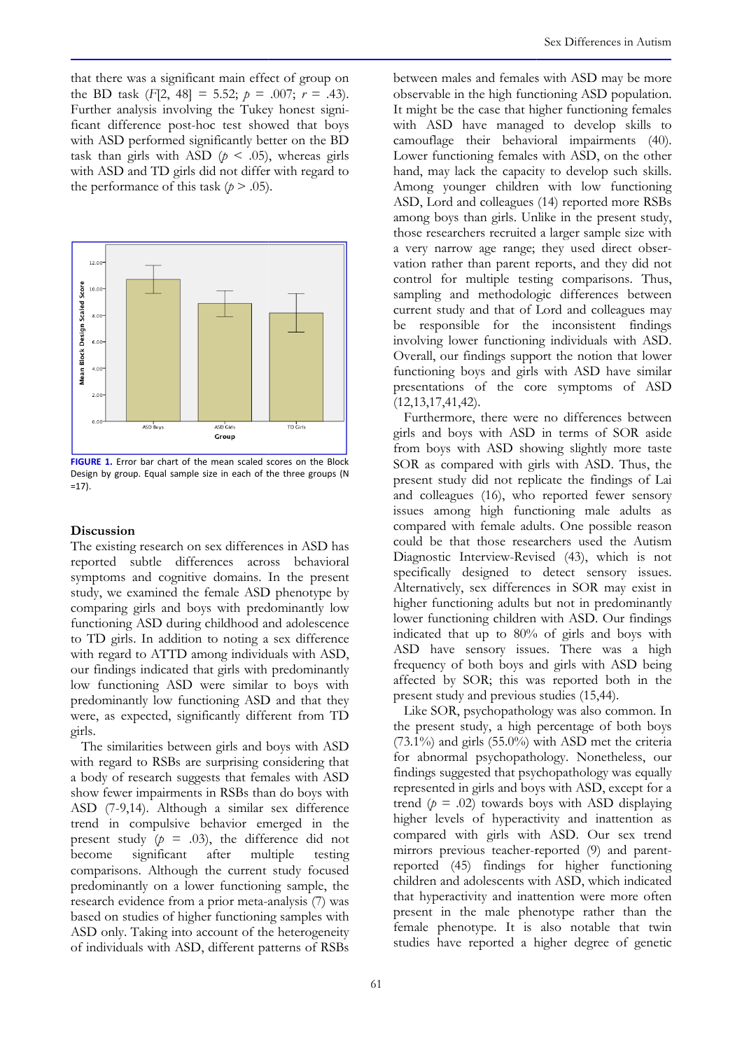that there was a significant main effect of group on the BD task ($F[2, 48] = 5.52$; $p = .007$; $r = .43$). Further analysis involving the Tukey honest significant difference post-hoc test showed that boys with ASD performed significantly better on the BD task than girls with ASD ($p < .05$), whereas girls with ASD and TD girls did not differ with regard to the performance of this task ($p > .05$).

**FIGURE 1.** Error bar chart of the mean scaled scores on the Block Design by group. Equal sample size in each of the three groups (N =17).

## Discussion

The existing research on sex differences in ASD has reported subtle differences across behavioral symptoms and cognitive domains. In the present study, we examined the female ASD phenotype by comparing girls and boys with predominantly low functioning ASD during childhood and adolescence to TD girls. In addition to noting a sex difference with regard to ATTD among individuals with ASD, our findings indicated that girls with predominantly low functioning ASD were similar to boys with predominantly low functioning ASD and that they were, as expected, significantly different from TD girls.

The similarities between girls and boys with ASD with regard to RSBs are surprising considering that a body of research suggests that females with ASD show fewer impairments in RSBs than do boys with ASD (7-9,14). Although a similar sex difference trend in compulsive behavior emerged in the present study ($p = .03$), the difference did not become significant after multiple testing comparisons. Although the current study focused predominantly on a lower functioning sample, the research evidence from a prior meta-analysis (7) was based on studies of higher functioning samples with ASD only. Taking into account of the heterogeneity of individuals with ASD, different patterns of RSBs between males and females with ASD may be more observable in the high functioning ASD population. It might be the case that higher functioning females with ASD have managed to develop skills to camouflage their behavioral impairments (40). Lower functioning females with ASD, on the other hand, may lack the capacity to develop such skills. Among younger children with low functioning ASD, Lord and colleagues (14) reported more RSBs among boys than girls. Unlike in the present study, those researchers recruited a larger sample size with a very narrow age range; they used direct observation rather than parent reports, and they did not control for multiple testing comparisons. Thus, sampling and methodologic differences between current study and that of Lord and colleagues may be responsible for the inconsistent findings involving lower functioning individuals with ASD. Overall, our findings support the notion that lower functioning boys and girls with ASD have similar presentations of the core symptoms of ASD (12,13,17,41,42).

Furthermore, there were no differences between girls and boys with ASD in terms of SOR aside from boys with ASD showing slightly more taste SOR as compared with girls with ASD. Thus, the present study did not replicate the findings of Lai and colleagues (16), who reported fewer sensory issues among high functioning male adults as compared with female adults. One possible reason could be that those researchers used the Autism Diagnostic Interview-Revised (43), which is not specifically designed to detect sensory issues. Alternatively, sex differences in SOR may exist in higher functioning adults but not in predominantly lower functioning children with ASD. Our findings indicated that up to 80% of girls and boys with ASD have sensory issues. There was a high frequency of both boys and girls with ASD being affected by SOR; this was reported both in the present study and previous studies (15,44).

Like SOR, psychopathology was also common. In the present study, a high percentage of both boys (73.1%) and girls (55.0%) with ASD met the criteria for abnormal psychopathology. Nonetheless, our findings suggested that psychopathology was equally represented in girls and boys with ASD, except for a trend ($p = .02$) towards boys with ASD displaying higher levels of hyperactivity and inattention as compared with girls with ASD. Our sex trend mirrors previous teacher-reported (9) and parent-reported (45) findings for higher functioning children and adolescents with ASD, which indicated that hyperactivity and inattention were more often present in the male phenotype rather than the female phenotype. It is also notable that twin studies have reported a higher degree of genetic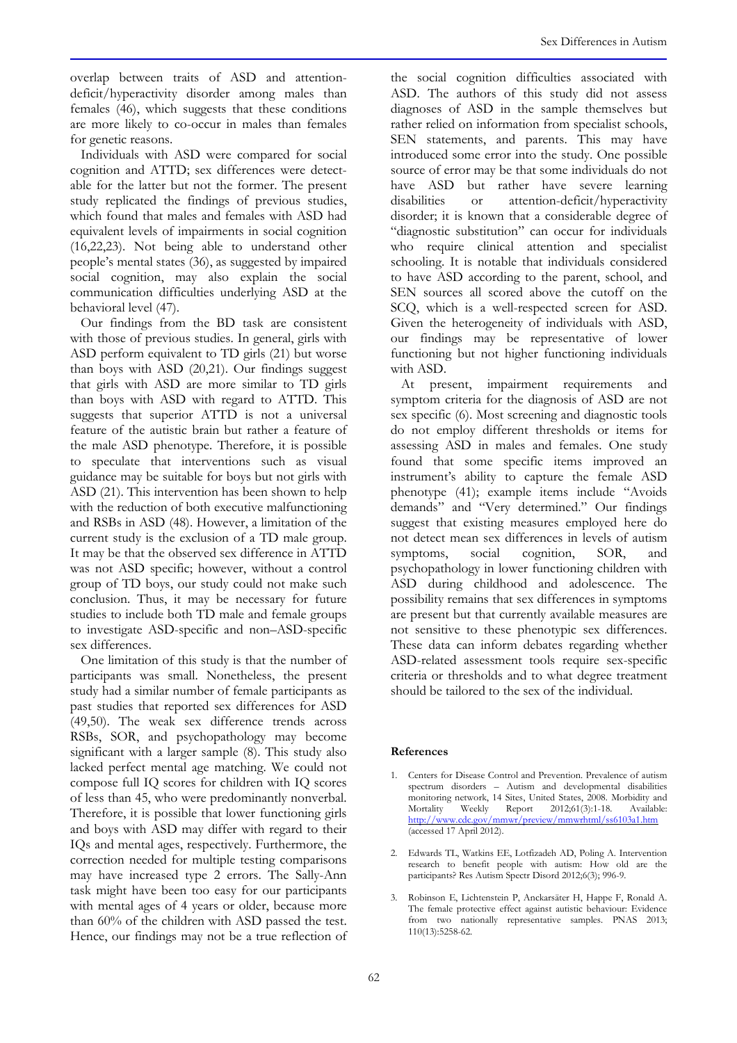overlap between traits of ASD and attention-deficit/hyperactivity disorder among males than females (46), which suggests that these conditions are more likely to co-occur in males than females for genetic reasons.

Individuals with ASD were compared for social cognition and ATTD; sex differences were detectable for the latter but not the former. The present study replicated the findings of previous studies, which found that males and females with ASD had equivalent levels of impairments in social cognition (16,22,23). Not being able to understand other people's mental states (36), as suggested by impaired social cognition, may also explain the social communication difficulties underlying ASD at the behavioral level (47).

Our findings from the BD task are consistent with those of previous studies. In general, girls with ASD perform equivalent to TD girls (21) but worse than boys with ASD (20,21). Our findings suggest that girls with ASD are more similar to TD girls than boys with ASD with regard to ATTD. This suggests that superior ATTD is not a universal feature of the autistic brain but rather a feature of the male ASD phenotype. Therefore, it is possible to speculate that interventions such as visual guidance may be suitable for boys but not girls with ASD (21). This intervention has been shown to help with the reduction of both executive malfunctioning and RSBs in ASD (48). However, a limitation of the current study is the exclusion of a TD male group. It may be that the observed sex difference in ATTD was not ASD specific; however, without a control group of TD boys, our study could not make such conclusion. Thus, it may be necessary for future studies to include both TD male and female groups to investigate ASD-specific and non–ASD-specific sex differences.

One limitation of this study is that the number of participants was small. Nonetheless, the present study had a similar number of female participants as past studies that reported sex differences for ASD (49,50). The weak sex difference trends across RSBs, SOR, and psychopathology may become significant with a larger sample (8). This study also lacked perfect mental age matching. We could not compose full IQ scores for children with IQ scores of less than 45, who were predominantly nonverbal. Therefore, it is possible that lower functioning girls and boys with ASD may differ with regard to their IQs and mental ages, respectively. Furthermore, the correction needed for multiple testing comparisons may have increased type 2 errors. The Sally-Ann task might have been too easy for our participants with mental ages of 4 years or older, because more than 60% of the children with ASD passed the test. Hence, our findings may not be a true reflection of the social cognition difficulties associated with ASD. The authors of this study did not assess diagnoses of ASD in the sample themselves but rather relied on information from specialist schools, SEN statements, and parents. This may have introduced some error into the study. One possible source of error may be that some individuals do not have ASD but rather have severe learning disabilities or attention-deficit/hyperactivity disorder; it is known that a considerable degree of "diagnostic substitution" can occur for individuals who require clinical attention and specialist schooling. It is notable that individuals considered to have ASD according to the parent, school, and SEN sources all scored above the cutoff on the SCQ, which is a well-respected screen for ASD. Given the heterogeneity of individuals with ASD, our findings may be representative of lower functioning but not higher functioning individuals with ASD.

At present, impairment requirements and symptom criteria for the diagnosis of ASD are not sex specific (6). Most screening and diagnostic tools do not employ different thresholds or items for assessing ASD in males and females. One study found that some specific items improved an instrument's ability to capture the female ASD phenotype (41); example items include "Avoids demands" and "Very determined." Our findings suggest that existing measures employed here do not detect mean sex differences in levels of autism symptoms, social cognition, SOR, and psychopathology in lower functioning children with ASD during childhood and adolescence. The possibility remains that sex differences in symptoms are present but that currently available measures are not sensitive to these phenotypic sex differences. These data can inform debates regarding whether ASD-related assessment tools require sex-specific criteria or thresholds and to what degree treatment should be tailored to the sex of the individual.

## References

1. Centers for Disease Control and Prevention. Prevalence of autism spectrum disorders – Autism and developmental disabilities monitoring network, 14 Sites, United States, 2008. Morbidity and Mortality Weekly Report 2012;61(3):1-18. Available: http://www.cdc.gov/mmwr/preview/mmwrhtml/ss6103a1.htm (accessed 17 April 2012).
2. Edwards TL, Watkins EE, Lotfizadeh AD, Poling A. Intervention research to benefit people with autism: How old are the participants? Res Autism Spectr Disord 2012;6(3); 996-9.
3. Robinson E, Lichtenstein P, Anckarsäter H, Happe F, Ronald A. The female protective effect against autistic behaviour: Evidence from two nationally representative samples. PNAS 2013; 110(13):5258-62.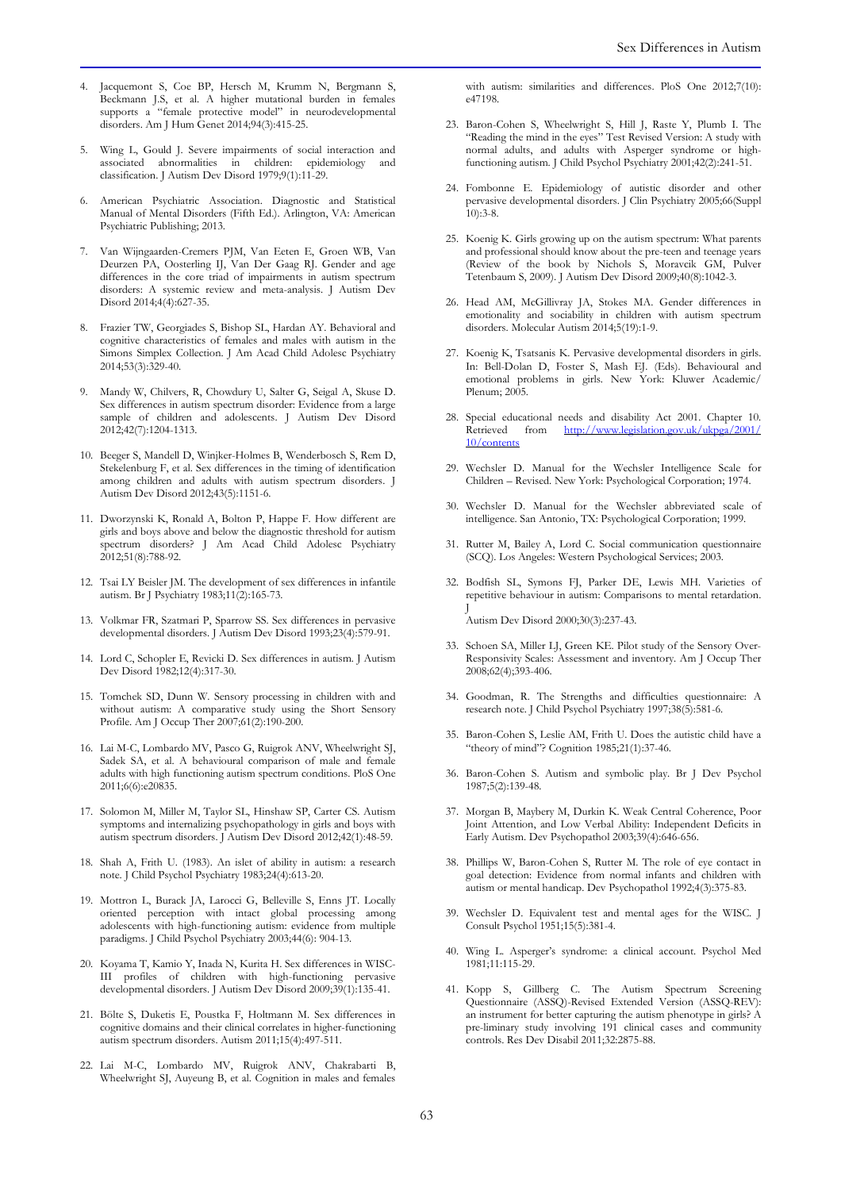4. Jacquemont S, Coe BP, Hersch M, Krumm N, Bergmann S, Beckmann J.S, et al. A higher mutational burden in females supports a "female protective model" in neurodevelopmental disorders. Am J Hum Genet 2014;94(3):415-25.

5. Wing L, Gould J. Severe impairments of social interaction and associated abnormalities in children: epidemiology and classification. J Autism Dev Disord 1979;9(1):11-29.

6. American Psychiatric Association. Diagnostic and Statistical Manual of Mental Disorders (Fifth Ed.). Arlington, VA: American Psychiatric Publishing; 2013.

7. Van Wijngaarden-Cremers PJM, Van Eeten E, Groen WB, Van Deurzen PA, Oosterling IJ, Van Der Gaag RJ. Gender and age differences in the core triad of impairments in autism spectrum disorders: A systemic review and meta-analysis. J Autism Dev Disord 2014;4(4):627-35.

8. Frazier TW, Georgiades S, Bishop SL, Hardan AY. Behavioral and cognitive characteristics of females and males with autism in the Simons Simplex Collection. J Am Acad Child Adolesc Psychiatry 2014;53(3):329-40.

9. Mandy W, Chilvers, R, Chowdury U, Salter G, Seigal A, Skuse D. Sex differences in autism spectrum disorder: Evidence from a large sample of children and adolescents. J Autism Dev Disord 2012;42(7):1204-1313.

10. Beeger S, Mandell D, Winjker-Holmes B, Wenderbosch S, Rem D, Stekelenburg F, et al. Sex differences in the timing of identification among children and adults with autism spectrum disorders. J Autism Dev Disord 2012;43(5):1151-6.

11. Dworzynski K, Ronald A, Bolton P, Happe F. How different are girls and boys above and below the diagnostic threshold for autism spectrum disorders? J Am Acad Child Adolesc Psychiatry 2012;51(8):788-92.

12. Tsai LY Beisler JM. The development of sex differences in infantile autism. Br J Psychiatry 1983;11(2):165-73.

13. Volkmar FR, Szatmari P, Sparrow SS. Sex differences in pervasive developmental disorders. J Autism Dev Disord 1993;23(4):579-91.

14. Lord C, Schopler E, Revicki D. Sex differences in autism. J Autism Dev Disord 1982;12(4):317-30.

15. Tomchek SD, Dunn W. Sensory processing in children with and without autism: A comparative study using the Short Sensory Profile. Am J Occup Ther 2007;61(2):190-200.

16. Lai M-C, Lombardo MV, Pasco G, Ruigrok ANV, Wheelwright SJ, Sadek SA, et al. A behavioural comparison of male and female adults with high functioning autism spectrum conditions. PloS One 2011;6(6):e20835.

17. Solomon M, Miller M, Taylor SL, Hinshaw SP, Carter CS. Autism symptoms and internalizing psychopathology in girls and boys with autism spectrum disorders. J Autism Dev Disord 2012;42(1):48-59.

18. Shah A, Frith U. (1983). An islet of ability in autism: a research note. J Child Psychol Psychiatry 1983;24(4):613-20.

19. Mottron L, Burack JA, Larocci G, Belleville S, Enns JT. Locally oriented perception with intact global processing among adolescents with high-functioning autism: evidence from multiple paradigms. J Child Psychol Psychiatry 2003;44(6): 904-13.

20. Koyama T, Kamio Y, Inada N, Kurita H. Sex differences in WISC-III profiles of children with high-functioning pervasive developmental disorders. J Autism Dev Disord 2009;39(1):135-41.

21. Bölte S, Duketis E, Poustka F, Holtmann M. Sex differences in cognitive domains and their clinical correlates in higher-functioning autism spectrum disorders. Autism 2011;15(4):497-511.

22. Lai M-C, Lombardo MV, Ruigrok ANV, Chakrabarti B, Wheelwright SJ, Auyeung B, et al. Cognition in males and females with autism: similarities and differences. PloS One 2012;7(10): e47198.

23. Baron-Cohen S, Wheelwright S, Hill J, Raste Y, Plumb I. The "Reading the mind in the eyes" Test Revised Version: A study with normal adults, and adults with Asperger syndrome or high-functioning autism. J Child Psychol Psychiatry 2001;42(2):241-51.

24. Fombonne E. Epidemiology of autistic disorder and other pervasive developmental disorders. J Clin Psychiatry 2005;66(Suppl 10):3-8.

25. Koenig K. Girls growing up on the autism spectrum: What parents and professional should know about the pre-teen and teenage years (Review of the book by Nichols S, Moravcik GM, Pulver Tetenbaum S, 2009). J Autism Dev Disord 2009;40(8):1042-3.

26. Head AM, McGillivray JA, Stokes MA. Gender differences in emotionality and sociability in children with autism spectrum disorders. Molecular Autism 2014;5(19):1-9.

27. Koenig K, Tsatsanis K. Pervasive developmental disorders in girls. In: Bell-Dolan D, Foster S, Mash EJ. (Eds). Behavioural and emotional problems in girls. New York: Kluwer Academic/ Plenum; 2005.

28. Special educational needs and disability Act 2001. Chapter 10. Retrieved from http://www.legislation.gov.uk/ukpga/2001/10/contents

29. Wechsler D. Manual for the Wechsler Intelligence Scale for Children – Revised. New York: Psychological Corporation; 1974.

30. Wechsler D. Manual for the Wechsler abbreviated scale of intelligence. San Antonio, TX: Psychological Corporation; 1999.

31. Rutter M, Bailey A, Lord C. Social communication questionnaire (SCQ). Los Angeles: Western Psychological Services; 2003.

32. Bodfish SL, Symons FJ, Parker DE, Lewis MH. Varieties of repetitive behaviour in autism: Comparisons to mental retardation. J Autism Dev Disord 2000;30(3):237-43.

33. Schoen SA, Miller LJ, Green KE. Pilot study of the Sensory Over-Responsivity Scales: Assessment and inventory. Am J Occup Ther 2008;62(4);393-406.

34. Goodman, R. The Strengths and difficulties questionnaire: A research note. J Child Psychol Psychiatry 1997;38(5):581-6.

35. Baron-Cohen S, Leslie AM, Frith U. Does the autistic child have a "theory of mind"? Cognition 1985;21(1):37-46.

36. Baron-Cohen S. Autism and symbolic play. Br J Dev Psychol 1987;5(2):139-48.

37. Morgan B, Maybery M, Durkin K. Weak Central Coherence, Poor Joint Attention, and Low Verbal Ability: Independent Deficits in Early Autism. Dev Psychopathol 2003;39(4):646-656.

38. Phillips W, Baron-Cohen S, Rutter M. The role of eye contact in goal detection: Evidence from normal infants and children with autism or mental handicap. Dev Psychopathol 1992;4(3):375-83.

39. Wechsler D. Equivalent test and mental ages for the WISC. J Consult Psychol 1951;15(5):381-4.

40. Wing L. Asperger's syndrome: a clinical account. Psychol Med 1981;11:115-29.

41. Kopp S, Gillberg C. The Autism Spectrum Screening Questionnaire (ASSQ)-Revised Extended Version (ASSQ-REV): an instrument for better capturing the autism phenotype in girls? A pre-liminary study involving 191 clinical cases and community controls. Res Dev Disabil 2011;32:2875-88.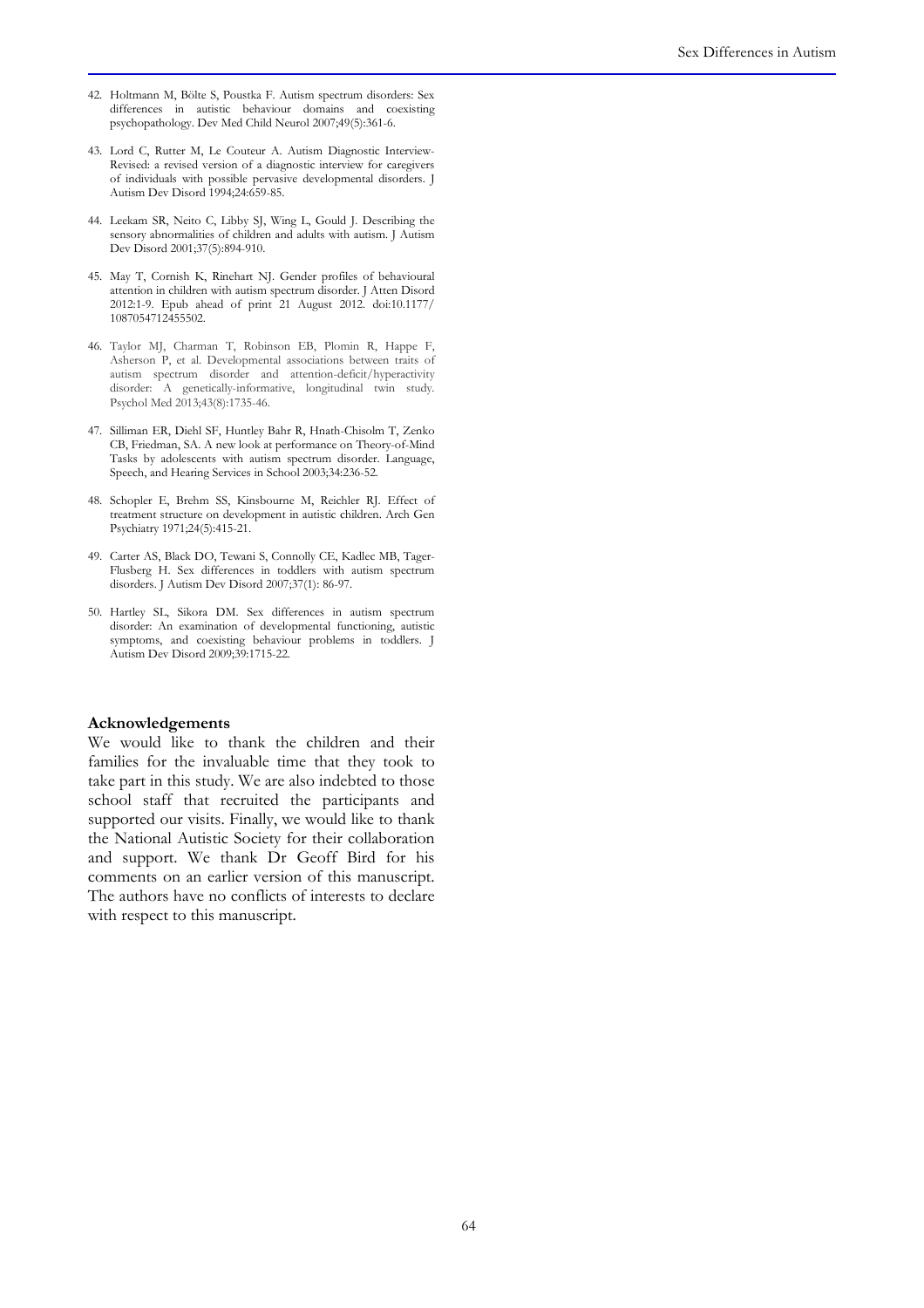42. Holtmann M, Bölte S, Poustka F. Autism spectrum disorders: Sex differences in autistic behaviour domains and coexisting psychopathology. Dev Med Child Neurol 2007;49(5):361-6.

43. Lord C, Rutter M, Le Couteur A. Autism Diagnostic Interview-Revised: a revised version of a diagnostic interview for caregivers of individuals with possible pervasive developmental disorders. J Autism Dev Disord 1994;24:659-85.

44. Leekam SR, Neito C, Libby SJ, Wing L, Gould J. Describing the sensory abnormalities of children and adults with autism. J Autism Dev Disord 2001;37(5):894-910.

45. May T, Cornish K, Rinehart NJ. Gender profiles of behavioural attention in children with autism spectrum disorder. J Atten Disord 2012:1-9. Epub ahead of print 21 August 2012. doi:10.1177/1087054712455502.

46. Taylor MJ, Charman T, Robinson EB, Plomin R, Happe F, Asherson P, et al. Developmental associations between traits of autism spectrum disorder and attention-deficit/hyperactivity disorder: A genetically-informative, longitudinal twin study. Psychol Med 2013;43(8):1735-46.

47. Silliman ER, Diehl SF, Huntley Bahr R, Hnath-Chisolm T, Zenko CB, Friedman, SA. A new look at performance on Theory-of-Mind Tasks by adolescents with autism spectrum disorder. Language, Speech, and Hearing Services in School 2003;34:236-52.

48. Schopler E, Brehm SS, Kinsbourne M, Reichler RJ. Effect of treatment structure on development in autistic children. Arch Gen Psychiatry 1971;24(5):415-21.

49. Carter AS, Black DO, Tewani S, Connolly CE, Kadlec MB, Tager-Flusberg H. Sex differences in toddlers with autism spectrum disorders. J Autism Dev Disord 2007;37(1): 86-97.

50. Hartley SL, Sikora DM. Sex differences in autism spectrum disorder: An examination of developmental functioning, autistic symptoms, and coexisting behaviour problems in toddlers. J Autism Dev Disord 2009;39:1715-22.

**Acknowledgements**

We would like to thank the children and their families for the invaluable time that they took to take part in this study. We are also indebted to those school staff that recruited the participants and supported our visits. Finally, we would like to thank the National Autistic Society for their collaboration and support. We thank Dr Geoff Bird for his comments on an earlier version of this manuscript. The authors have no conflicts of interests to declare with respect to this manuscript.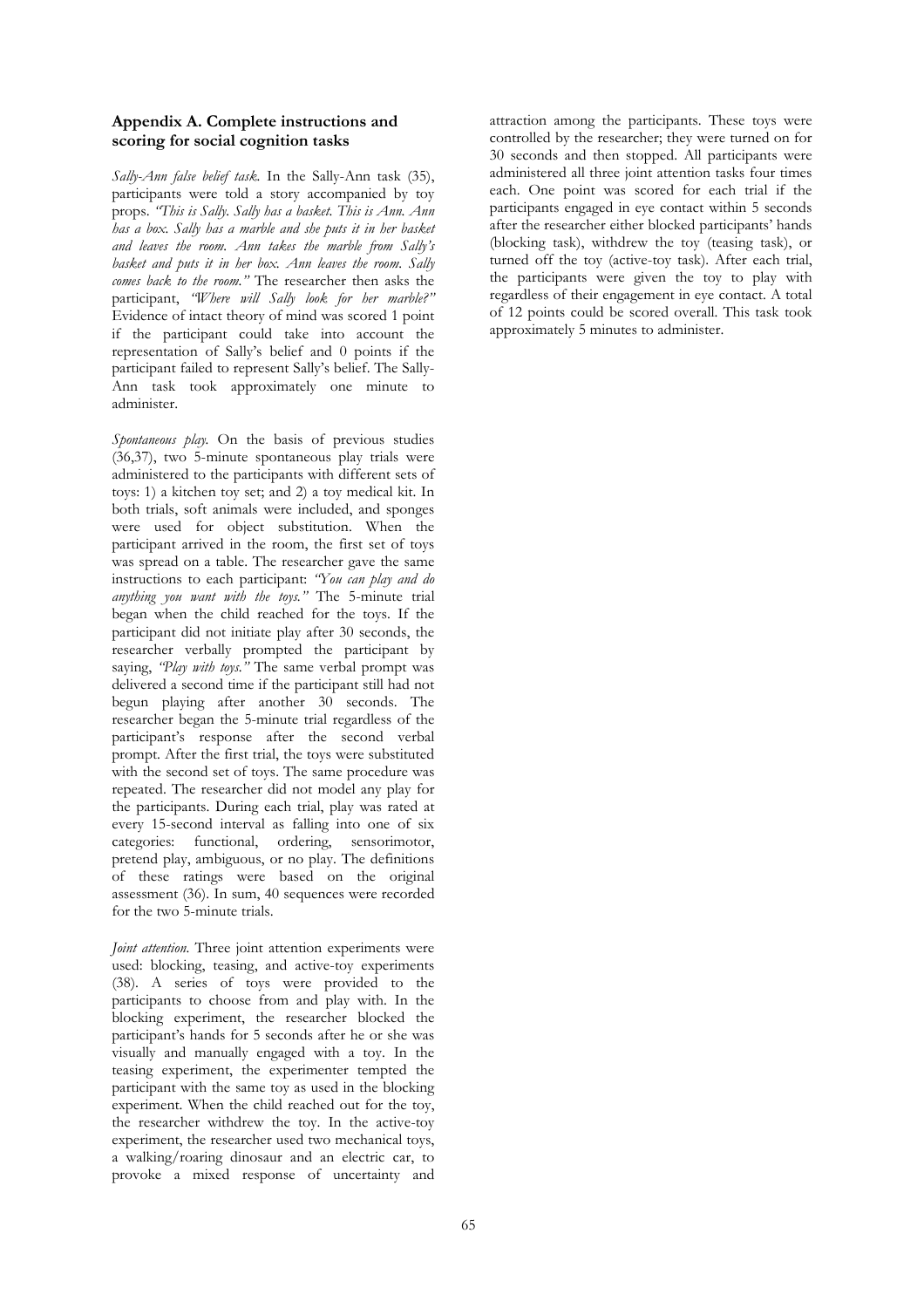### Appendix A. Complete instructions and scoring for social cognition tasks

*Sally-Ann false belief task.* In the Sally-Ann task (35), participants were told a story accompanied by toy props. *"This is Sally. Sally has a basket. This is Ann. Ann has a box. Sally has a marble and she puts it in her basket and leaves the room. Ann takes the marble from Sally's basket and puts it in her box. Ann leaves the room. Sally comes back to the room."* The researcher then asks the participant, *"Where will Sally look for her marble?"* Evidence of intact theory of mind was scored 1 point if the participant could take into account the representation of Sally's belief and 0 points if the participant failed to represent Sally's belief. The Sally-Ann task took approximately one minute to administer.

*Spontaneous play.* On the basis of previous studies (36,37), two 5-minute spontaneous play trials were administered to the participants with different sets of toys: 1) a kitchen toy set; and 2) a toy medical kit. In both trials, soft animals were included, and sponges were used for object substitution. When the participant arrived in the room, the first set of toys was spread on a table. The researcher gave the same instructions to each participant: *"You can play and do anything you want with the toys."* The 5-minute trial began when the child reached for the toys. If the participant did not initiate play after 30 seconds, the researcher verbally prompted the participant by saying, *"Play with toys."* The same verbal prompt was delivered a second time if the participant still had not begun playing after another 30 seconds. The researcher began the 5-minute trial regardless of the participant's response after the second verbal prompt. After the first trial, the toys were substituted with the second set of toys. The same procedure was repeated. The researcher did not model any play for the participants. During each trial, play was rated at every 15-second interval as falling into one of six categories: functional, ordering, sensorimotor, pretend play, ambiguous, or no play. The definitions of these ratings were based on the original assessment (36). In sum, 40 sequences were recorded for the two 5-minute trials.

*Joint attention.* Three joint attention experiments were used: blocking, teasing, and active-toy experiments (38). A series of toys were provided to the participants to choose from and play with. In the blocking experiment, the researcher blocked the participant's hands for 5 seconds after he or she was visually and manually engaged with a toy. In the teasing experiment, the experimenter tempted the participant with the same toy as used in the blocking experiment. When the child reached out for the toy, the researcher withdrew the toy. In the active-toy experiment, the researcher used two mechanical toys, a walking/roaring dinosaur and an electric car, to provoke a mixed response of uncertainty and attraction among the participants. These toys were controlled by the researcher; they were turned on for 30 seconds and then stopped. All participants were administered all three joint attention tasks four times each. One point was scored for each trial if the participants engaged in eye contact within 5 seconds after the researcher either blocked participants' hands (blocking task), withdrew the toy (teasing task), or turned off the toy (active-toy task). After each trial, the participants were given the toy to play with regardless of their engagement in eye contact. A total of 12 points could be scored overall. This task took approximately 5 minutes to administer.